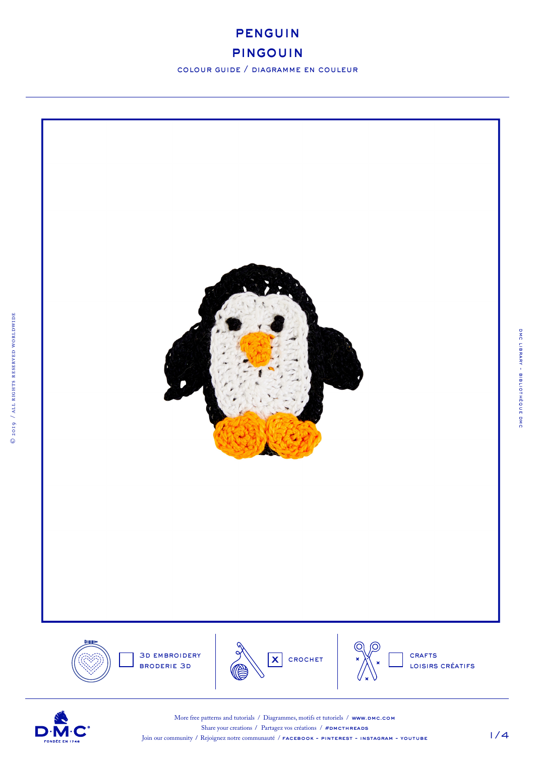# PENGUIN

# PINGOUIN

COLOUR GUIDE / DIAGRAMME EN COULEUR

- [ ] 3D EMBROIDERY / BRODERIE 3D
- [x] CROCHET
- [ ] CRAFTS / LOISIRS CRÉATIFS

More free patterns and tutorials / Diagrammes, motifs et tutoriels / WWW.DMC.COM

Share your creations / Partagez vos créations / #DMCTHREADS

Join our community / Rejoignez notre communauté / FACEBOOK - PINTEREST - INSTAGRAM - YOUTUBE

© 2019 / ALL RIGHTS RESERVED WORLDWIDE

DMC LIBRARY - BIBLIOTHÈQUE DMC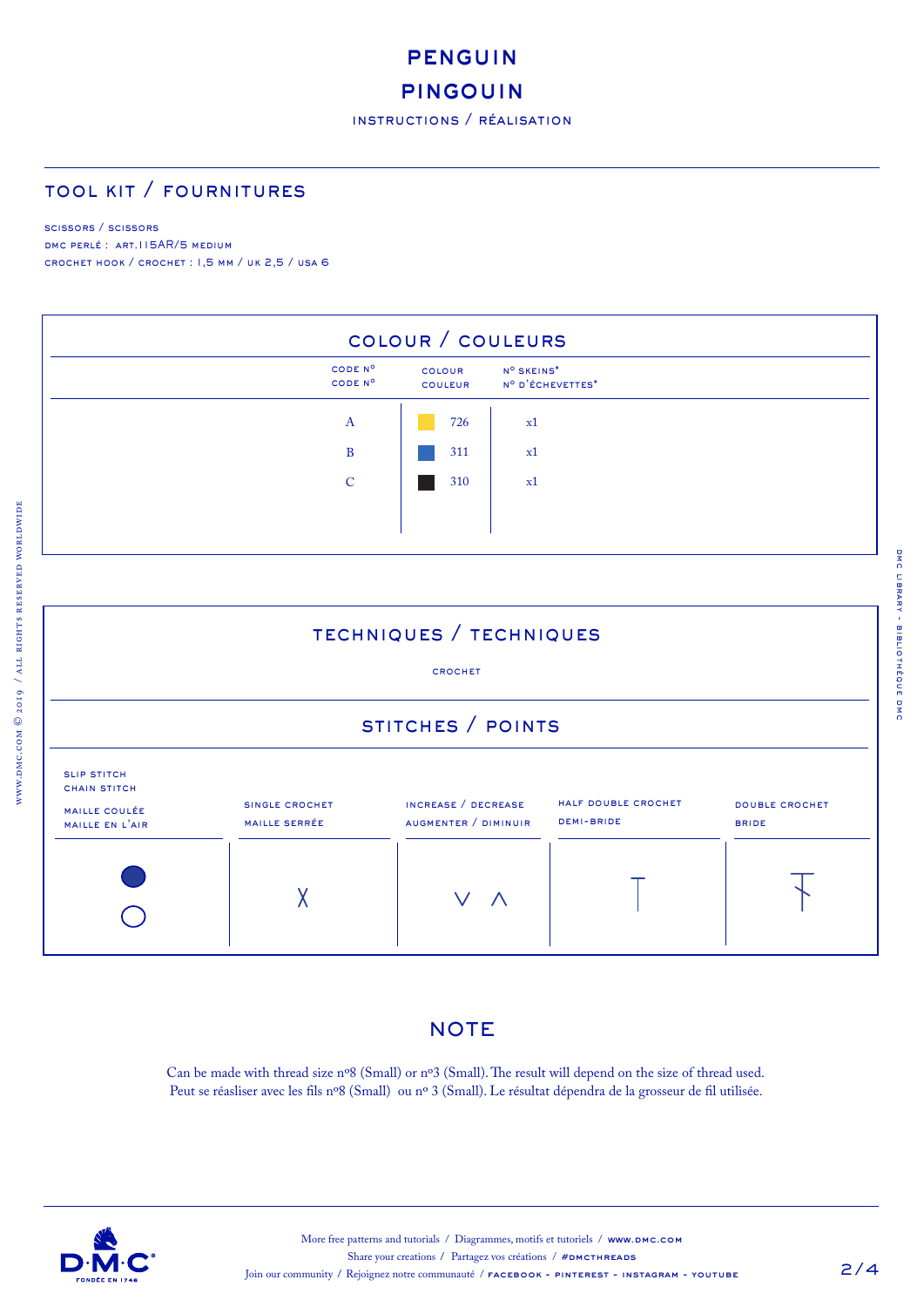# PENGUIN

# PINGOUIN

INSTRUCTIONS / RÉALISATION

## TOOL KIT / FOURNITURES

SCISSORS / SCISSORS
DMC PERLÉ : ART.115AR/5 MEDIUM
CROCHET HOOK / CROCHET : 1,5 MM / UK 2,5 / USA 6

## COLOUR / COULEURS

| CODE Nº / CODE Nº | COLOUR / COULEUR | Nº SKEINS* / Nº D'ÉCHEVETTES* |
|---|---|---|
| A | 726 | x1 |
| B | 311 | x1 |
| C | 310 | x1 |

## TECHNIQUES / TECHNIQUES

CROCHET

## STITCHES / POINTS

| SLIP STITCH / CHAIN STITCH / MAILLE COULÉE / MAILLE EN L'AIR | SINGLE CROCHET / MAILLE SERRÉE | INCREASE / DECREASE / AUGMENTER / DIMINUIR | HALF DOUBLE CROCHET / DEMI-BRIDE | DOUBLE CROCHET / BRIDE |
|---|---|---|---|---|
| ● ○ | X | V Λ | T | ⳁ |

## NOTE

Can be made with thread size nº8 (Small) or nº3 (Small). The result will depend on the size of thread used.
Peut se réasliser avec les fils nº8 (Small) ou nº 3 (Small). Le résultat dépendra de la grosseur de fil utilisée.

More free patterns and tutorials / Diagrammes, motifs et tutoriels / WWW.DMC.COM
Share your creations / Partagez vos créations / #DMCTHREADS
Join our community / Rejoignez notre communauté / FACEBOOK - PINTEREST - INSTAGRAM - YOUTUBE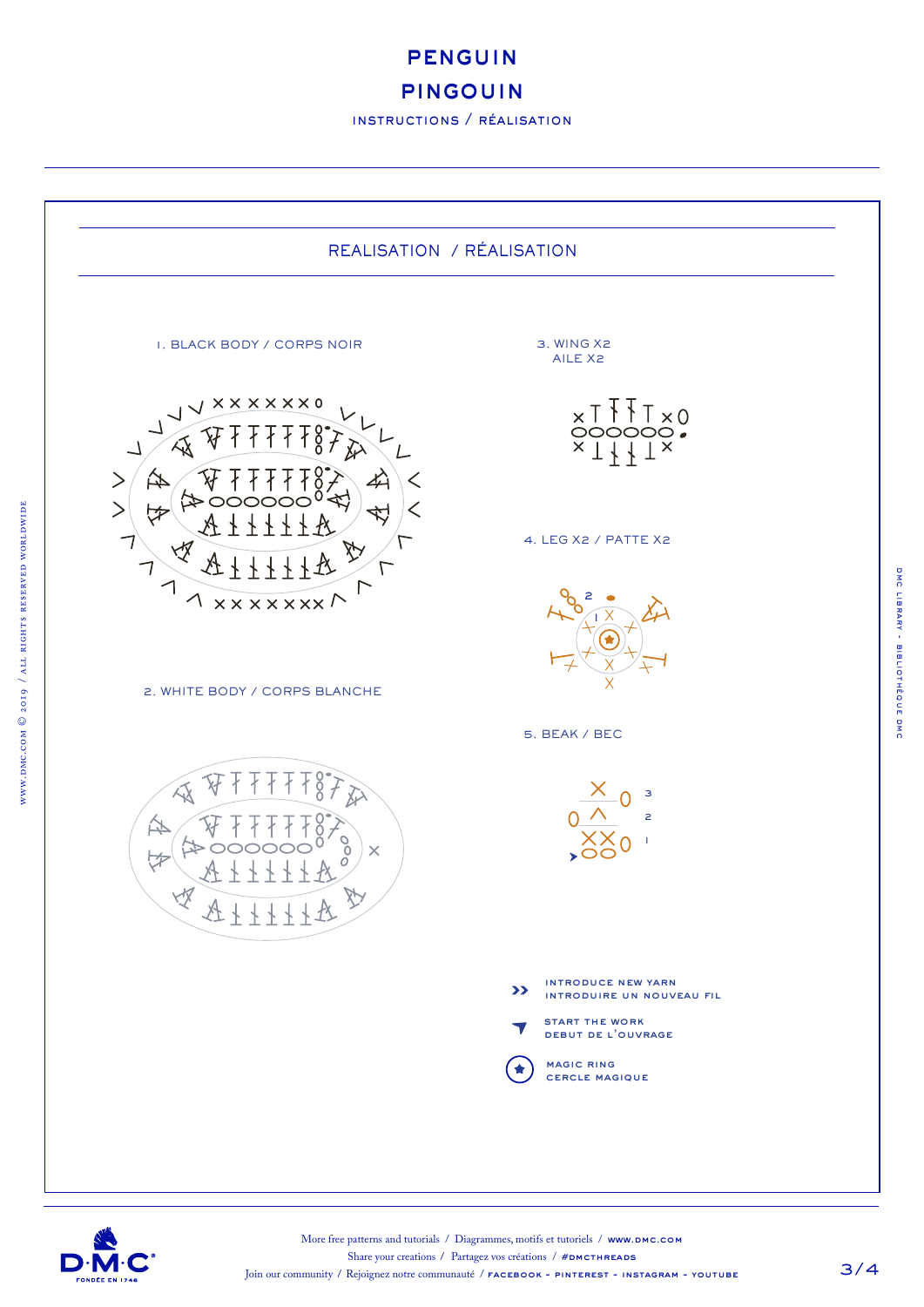# PENGUIN

# PINGOUIN

INSTRUCTIONS / RÉALISATION

## REALISATION / RÉALISATION

1. BLACK BODY / CORPS NOIR

2. WHITE BODY / CORPS BLANCHE

3. WING X2
AILE X2

4. LEG X2 / PATTE X2

5. BEAK / BEC

INTRODUCE NEW YARN
INTRODUIRE UN NOUVEAU FIL

START THE WORK
DEBUT DE L'OUVRAGE

MAGIC RING
CERCLE MAGIQUE

More free patterns and tutorials / Diagrammes, motifs et tutoriels / www.dmc.com
Share your creations / Partagez vos créations / #DMCTHREADS
Join our community / Rejoignez notre communauté / FACEBOOK - PINTEREST - INSTAGRAM - YOUTUBE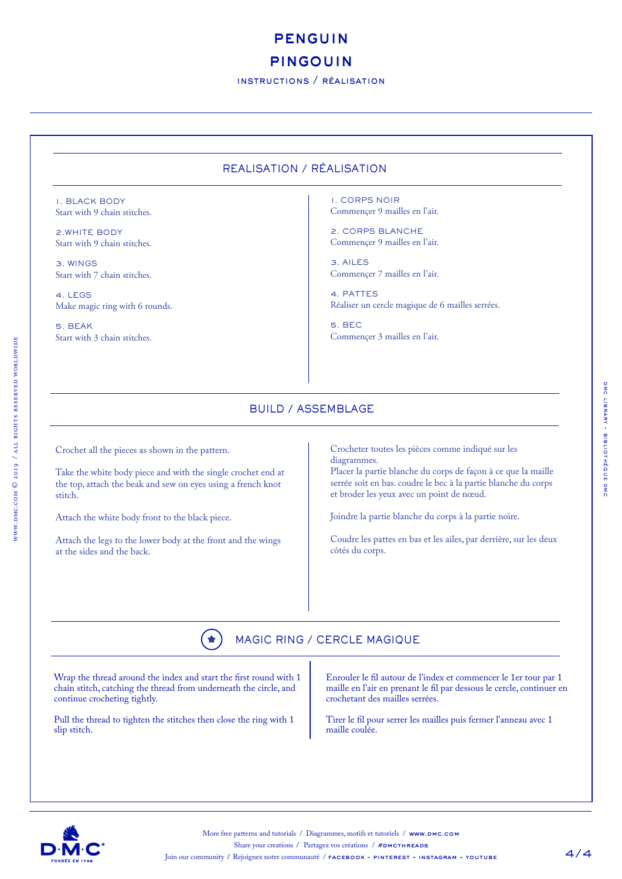# PENGUIN

# PINGOUIN

INSTRUCTIONS / RÉALISATION

## REALISATION / RÉALISATION

1. BLACK BODY
Start with 9 chain stitches.

2.WHITE BODY
Start with 9 chain stitches.

3. WINGS
Start with 7 chain stitches.

4. LEGS
Make magic ring with 6 rounds.

5. BEAK
Start with 3 chain stitches.

1. CORPS NOIR
Commençer 9 mailles en l'air.

2. CORPS BLANCHE
Commençer 9 mailles en l'air.

3. AILES
Commençer 7 mailles en l'air.

4. PATTES
Réaliser un cercle magique de 6 mailles serrées.

5. BEC
Commençer 3 mailles en l'air.

## BUILD / ASSEMBLAGE

Crochet all the pieces as shown in the pattern.

Take the white body piece and with the single crochet end at the top, attach the beak and sew on eyes using a french knot stitch.

Attach the white body front to the black piece.

Attach the legs to the lower body at the front and the wings at the sides and the back.

Crocheter toutes les pièces comme indiqué sur les diagrammes.
Placer la partie blanche du corps de façon à ce que la maille serrée soit en bas. coudre le bec à la partie blanche du corps et broder les yeux avec un point de nœud.

Joindre la partie blanche du corps à la partie noire.

Coudre les pattes en bas et les ailes, par derrière, sur les deux côtés du corps.

## MAGIC RING / CERCLE MAGIQUE

Wrap the thread around the index and start the first round with 1 chain stitch, catching the thread from underneath the circle, and continue crocheting tightly.

Pull the thread to tighten the stitches then close the ring with 1 slip stitch.

Enrouler le fil autour de l'index et commencer le 1er tour par 1 maille en l'air en prenant le fil par dessous le cercle, continuer en crochetant des mailles serrées.

Tirer le fil pour serrer les mailles puis fermer l'anneau avec 1 maille coulée.